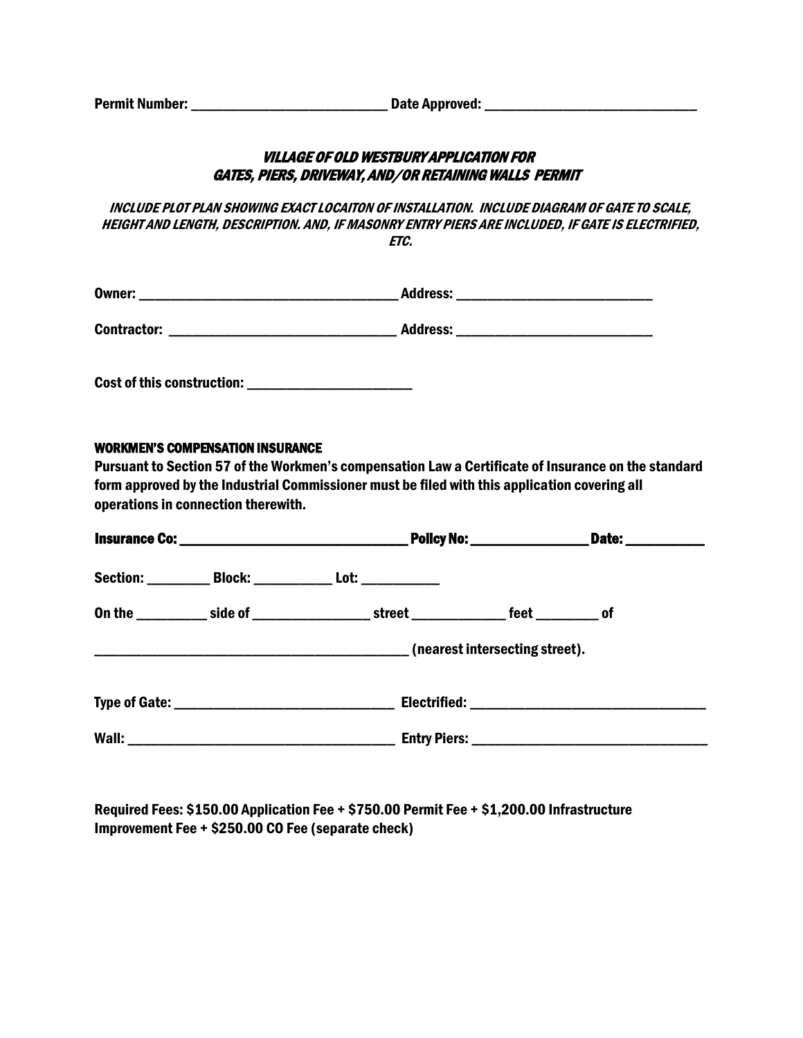Permit Number: ____________________________ Date Approved: ______________________________

## *VILLAGE OF OLD WESTBURY APPLICATION FOR GATES, PIERS, DRIVEWAY, AND/OR RETAINING WALLS PERMIT*

*INCLUDE PLOT PLAN SHOWING EXACT LOCAITON OF INSTALLATION. INCLUDE DIAGRAM OF GATE TO SCALE, HEIGHT AND LENGTH, DESCRIPTION. AND, IF MASONRY ENTRY PIERS ARE INCLUDED, IF GATE IS ELECTRIFIED, ETC.*

Owner: ____________________________________ Address: ____________________________

Contractor: ________________________________ Address: ____________________________

Cost of this construction: _______________________

**WORKMEN'S COMPENSATION INSURANCE**

Pursuant to Section 57 of the Workmen's compensation Law a Certificate of Insurance on the standard form approved by the Industrial Commissioner must be filed with this application covering all operations in connection therewith.

**Insurance Co:** ________________________________ **Policy No:** ________________ **Date:** ___________

Section: _________ Block: ___________ Lot: ___________

On the __________ side of ________________ street _____________ feet ________ of

____________________________________________ (nearest intersecting street).

Type of Gate: ______________________________ Electrified: _________________________________

Wall: _____________________________________ Entry Piers: _________________________________

Required Fees: $150.00 Application Fee + $750.00 Permit Fee + $1,200.00 Infrastructure Improvement Fee + $250.00 CO Fee (separate check)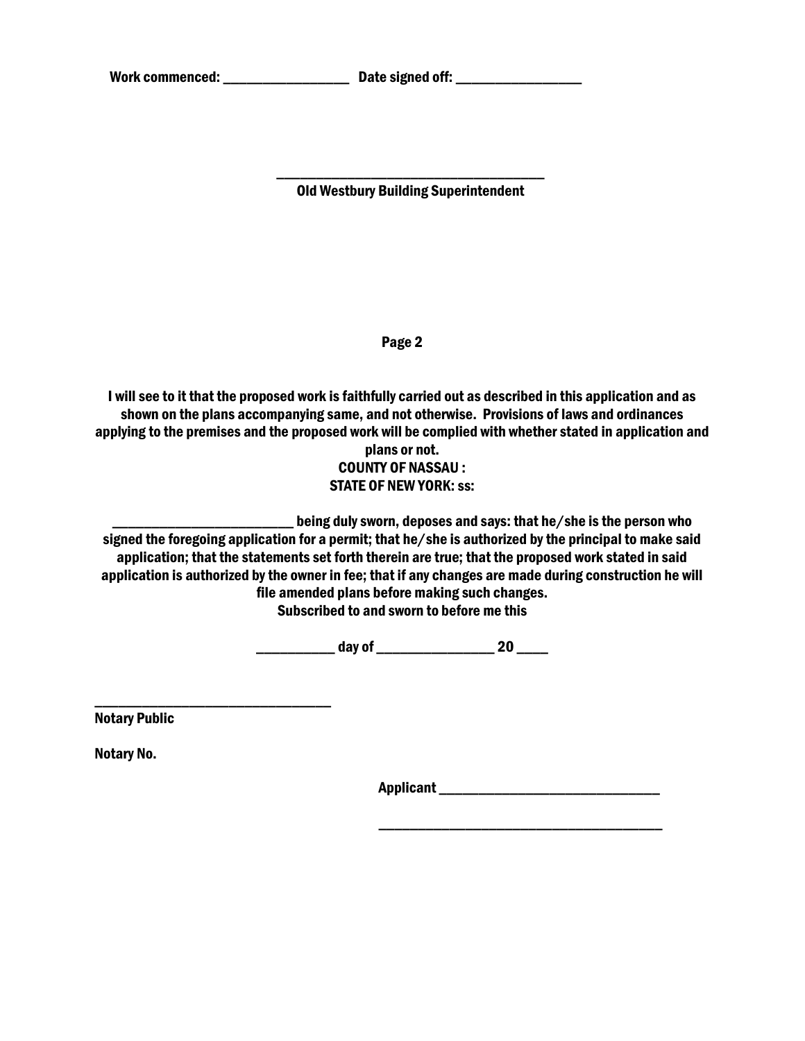**Work commenced: ________________ Date signed off: ________________**

**____________________________________**
**Old Westbury Building Superintendent**

**Page 2**

**I will see to it that the proposed work is faithfully carried out as described in this application and as shown on the plans accompanying same, and not otherwise. Provisions of laws and ordinances applying to the premises and the proposed work will be complied with whether stated in application and plans or not.**

**COUNTY OF NASSAU :**
**STATE OF NEW YORK: ss:**

**_________________________ being duly sworn, deposes and says: that he/she is the person who signed the foregoing application for a permit; that he/she is authorized by the principal to make said application; that the statements set forth therein are true; that the proposed work stated in said application is authorized by the owner in fee; that if any changes are made during construction he will file amended plans before making such changes.**

**Subscribed to and sworn to before me this**

**__________ day of _______________ 20 ____**

**________________________________**
**Notary Public**

**Notary No.**

**Applicant ______________________________**

**_______________________________________**